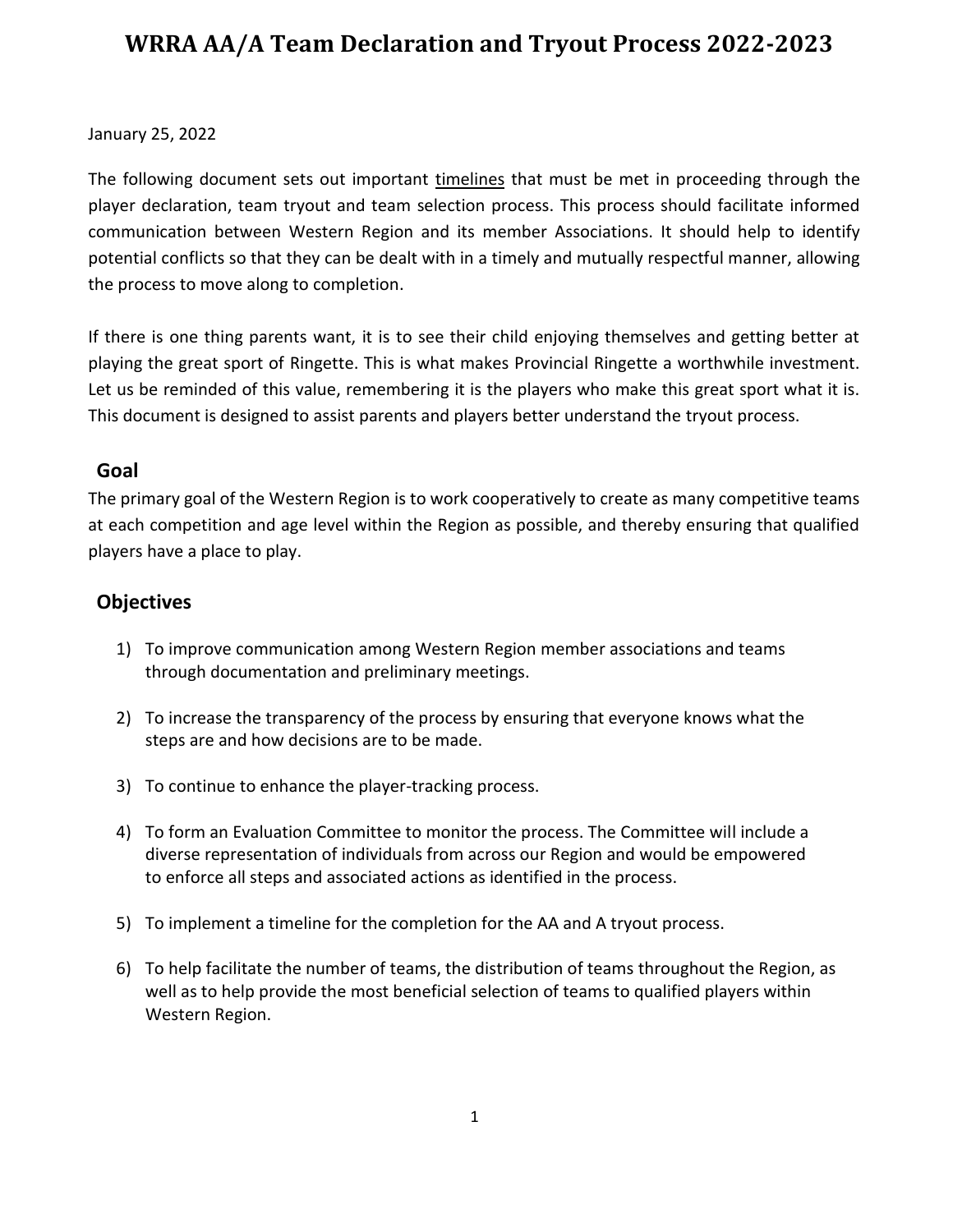# WRRA AA/A Team Declaration and Tryout Process 2022-2023

January 25, 2022

The following document sets out important timelines that must be met in proceeding through the player declaration, team tryout and team selection process. This process should facilitate informed communication between Western Region and its member Associations. It should help to identify potential conflicts so that they can be dealt with in a timely and mutually respectful manner, allowing the process to move along to completion.

If there is one thing parents want, it is to see their child enjoying themselves and getting better at playing the great sport of Ringette. This is what makes Provincial Ringette a worthwhile investment. Let us be reminded of this value, remembering it is the players who make this great sport what it is. This document is designed to assist parents and players better understand the tryout process.

## Goal

The primary goal of the Western Region is to work cooperatively to create as many competitive teams at each competition and age level within the Region as possible, and thereby ensuring that qualified players have a place to play.

## Objectives

1) To improve communication among Western Region member associations and teams through documentation and preliminary meetings.

2) To increase the transparency of the process by ensuring that everyone knows what the steps are and how decisions are to be made.

3) To continue to enhance the player-tracking process.

4) To form an Evaluation Committee to monitor the process. The Committee will include a diverse representation of individuals from across our Region and would be empowered to enforce all steps and associated actions as identified in the process.

5) To implement a timeline for the completion for the AA and A tryout process.

6) To help facilitate the number of teams, the distribution of teams throughout the Region, as well as to help provide the most beneficial selection of teams to qualified players within Western Region.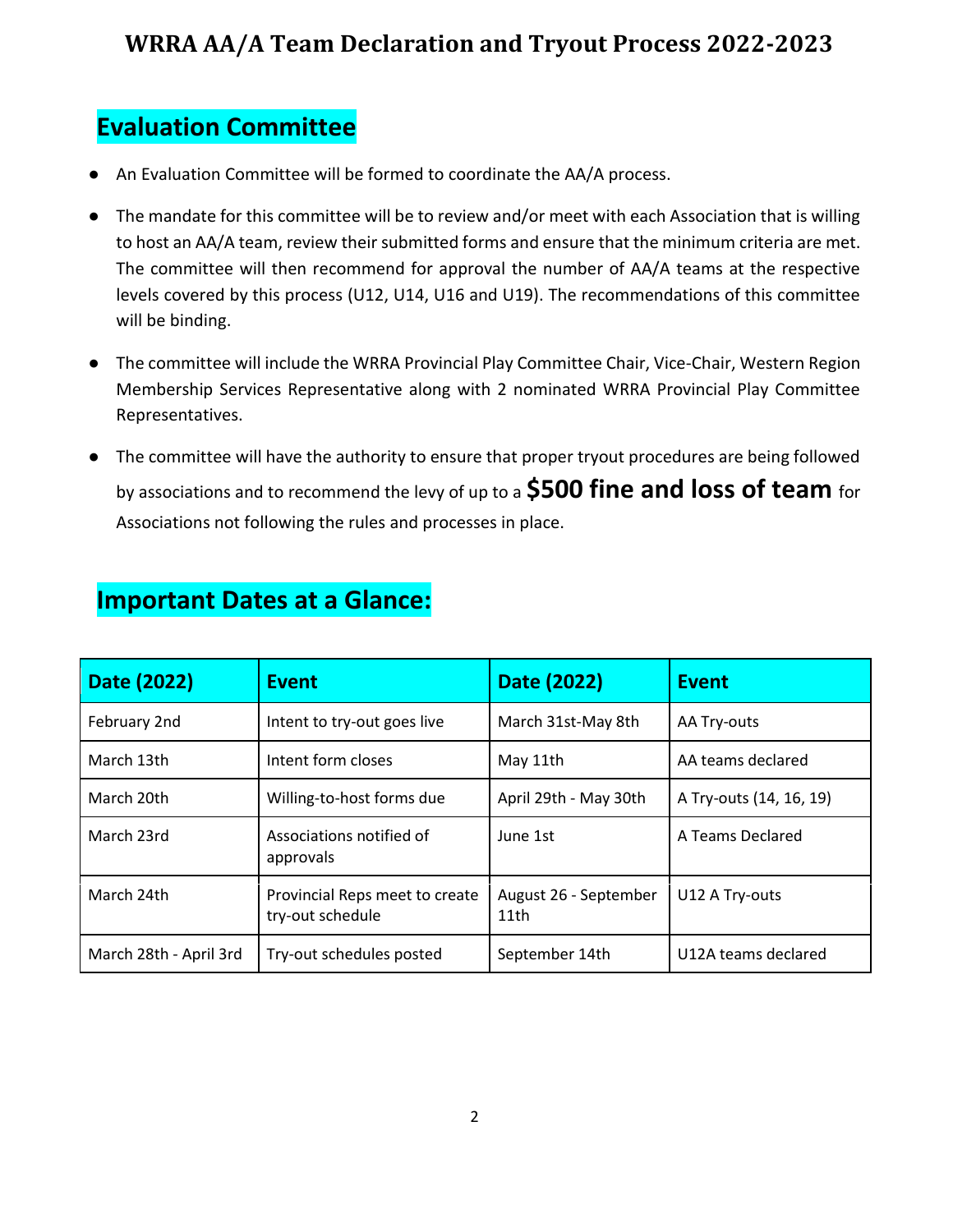# WRRA AA/A Team Declaration and Tryout Process 2022-2023

## Evaluation Committee

- An Evaluation Committee will be formed to coordinate the AA/A process.
- The mandate for this committee will be to review and/or meet with each Association that is willing to host an AA/A team, review their submitted forms and ensure that the minimum criteria are met. The committee will then recommend for approval the number of AA/A teams at the respective levels covered by this process (U12, U14, U16 and U19). The recommendations of this committee will be binding.
- The committee will include the WRRA Provincial Play Committee Chair, Vice-Chair, Western Region Membership Services Representative along with 2 nominated WRRA Provincial Play Committee Representatives.
- The committee will have the authority to ensure that proper tryout procedures are being followed by associations and to recommend the levy of up to a **$500 fine and loss of team** for Associations not following the rules and processes in place.

## Important Dates at a Glance:

| Date (2022) | Event | Date (2022) | Event |
|---|---|---|---|
| February 2nd | Intent to try-out goes live | March 31st-May 8th | AA Try-outs |
| March 13th | Intent form closes | May 11th | AA teams declared |
| March 20th | Willing-to-host forms due | April 29th - May 30th | A Try-outs (14, 16, 19) |
| March 23rd | Associations notified of approvals | June 1st | A Teams Declared |
| March 24th | Provincial Reps meet to create try-out schedule | August 26 - September 11th | U12 A Try-outs |
| March 28th - April 3rd | Try-out schedules posted | September 14th | U12A teams declared |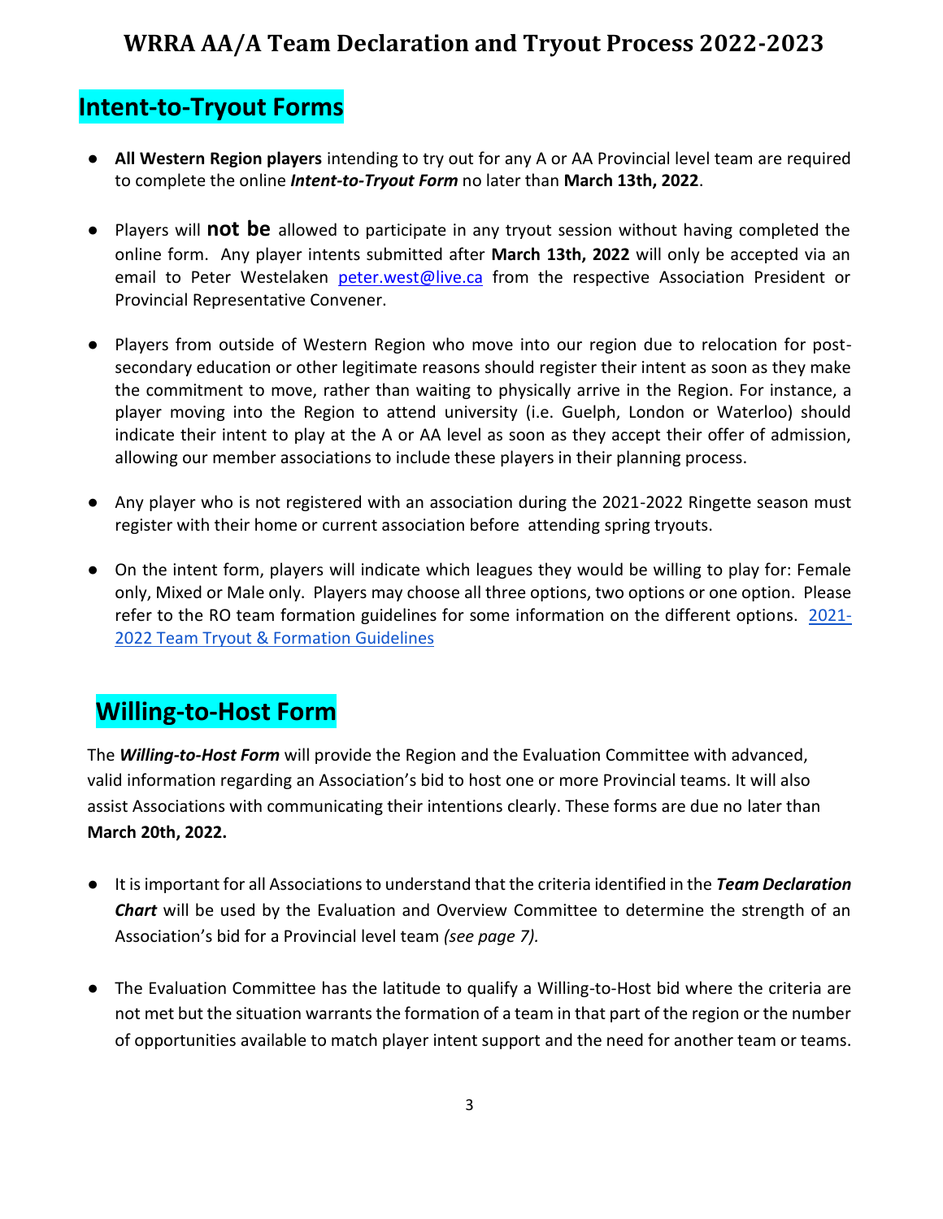# WRRA AA/A Team Declaration and Tryout Process 2022-2023

## Intent-to-Tryout Forms

- **All Western Region players** intending to try out for any A or AA Provincial level team are required to complete the online ***Intent-to-Tryout Form*** no later than **March 13th, 2022**.
- Players will **not be** allowed to participate in any tryout session without having completed the online form. Any player intents submitted after **March 13th, 2022** will only be accepted via an email to Peter Westelaken peter.west@live.ca from the respective Association President or Provincial Representative Convener.
- Players from outside of Western Region who move into our region due to relocation for post-secondary education or other legitimate reasons should register their intent as soon as they make the commitment to move, rather than waiting to physically arrive in the Region. For instance, a player moving into the Region to attend university (i.e. Guelph, London or Waterloo) should indicate their intent to play at the A or AA level as soon as they accept their offer of admission, allowing our member associations to include these players in their planning process.
- Any player who is not registered with an association during the 2021-2022 Ringette season must register with their home or current association before attending spring tryouts.
- On the intent form, players will indicate which leagues they would be willing to play for: Female only, Mixed or Male only. Players may choose all three options, two options or one option. Please refer to the RO team formation guidelines for some information on the different options. 2021-2022 Team Tryout & Formation Guidelines

## Willing-to-Host Form

The ***Willing-to-Host Form*** will provide the Region and the Evaluation Committee with advanced, valid information regarding an Association's bid to host one or more Provincial teams. It will also assist Associations with communicating their intentions clearly. These forms are due no later than **March 20th, 2022.**

- It is important for all Associations to understand that the criteria identified in the ***Team Declaration Chart*** will be used by the Evaluation and Overview Committee to determine the strength of an Association's bid for a Provincial level team *(see page 7).*
- The Evaluation Committee has the latitude to qualify a Willing-to-Host bid where the criteria are not met but the situation warrants the formation of a team in that part of the region or the number of opportunities available to match player intent support and the need for another team or teams.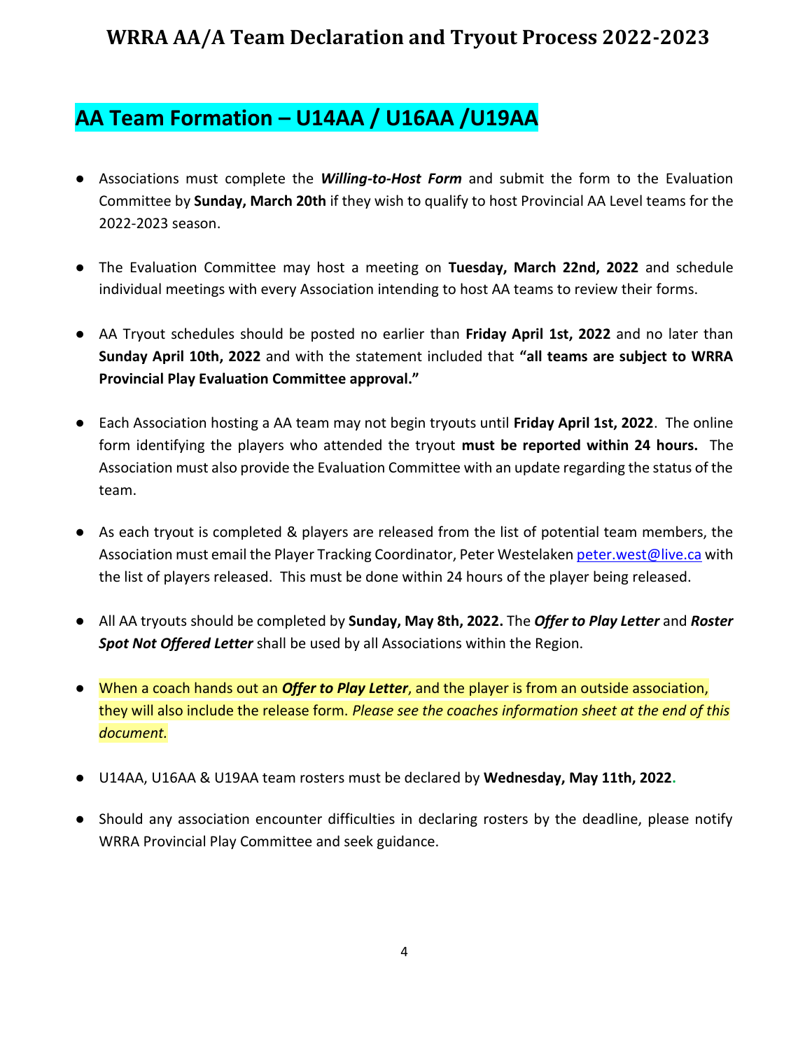# WRRA AA/A Team Declaration and Tryout Process 2022-2023

## AA Team Formation – U14AA / U16AA /U19AA

- Associations must complete the ***Willing-to-Host Form*** and submit the form to the Evaluation Committee by **Sunday, March 20th** if they wish to qualify to host Provincial AA Level teams for the 2022-2023 season.

- The Evaluation Committee may host a meeting on **Tuesday, March 22nd, 2022** and schedule individual meetings with every Association intending to host AA teams to review their forms.

- AA Tryout schedules should be posted no earlier than **Friday April 1st, 2022** and no later than **Sunday April 10th, 2022** and with the statement included that **"all teams are subject to WRRA Provincial Play Evaluation Committee approval."**

- Each Association hosting a AA team may not begin tryouts until **Friday April 1st, 2022**. The online form identifying the players who attended the tryout **must be reported within 24 hours.** The Association must also provide the Evaluation Committee with an update regarding the status of the team.

- As each tryout is completed & players are released from the list of potential team members, the Association must email the Player Tracking Coordinator, Peter Westelaken peter.west@live.ca with the list of players released. This must be done within 24 hours of the player being released.

- All AA tryouts should be completed by **Sunday, May 8th, 2022.** The ***Offer to Play Letter*** and ***Roster Spot Not Offered Letter*** shall be used by all Associations within the Region.

- When a coach hands out an ***Offer to Play Letter***, and the player is from an outside association, they will also include the release form. *Please see the coaches information sheet at the end of this document.*

- U14AA, U16AA & U19AA team rosters must be declared by **Wednesday, May 11th, 2022.**

- Should any association encounter difficulties in declaring rosters by the deadline, please notify WRRA Provincial Play Committee and seek guidance.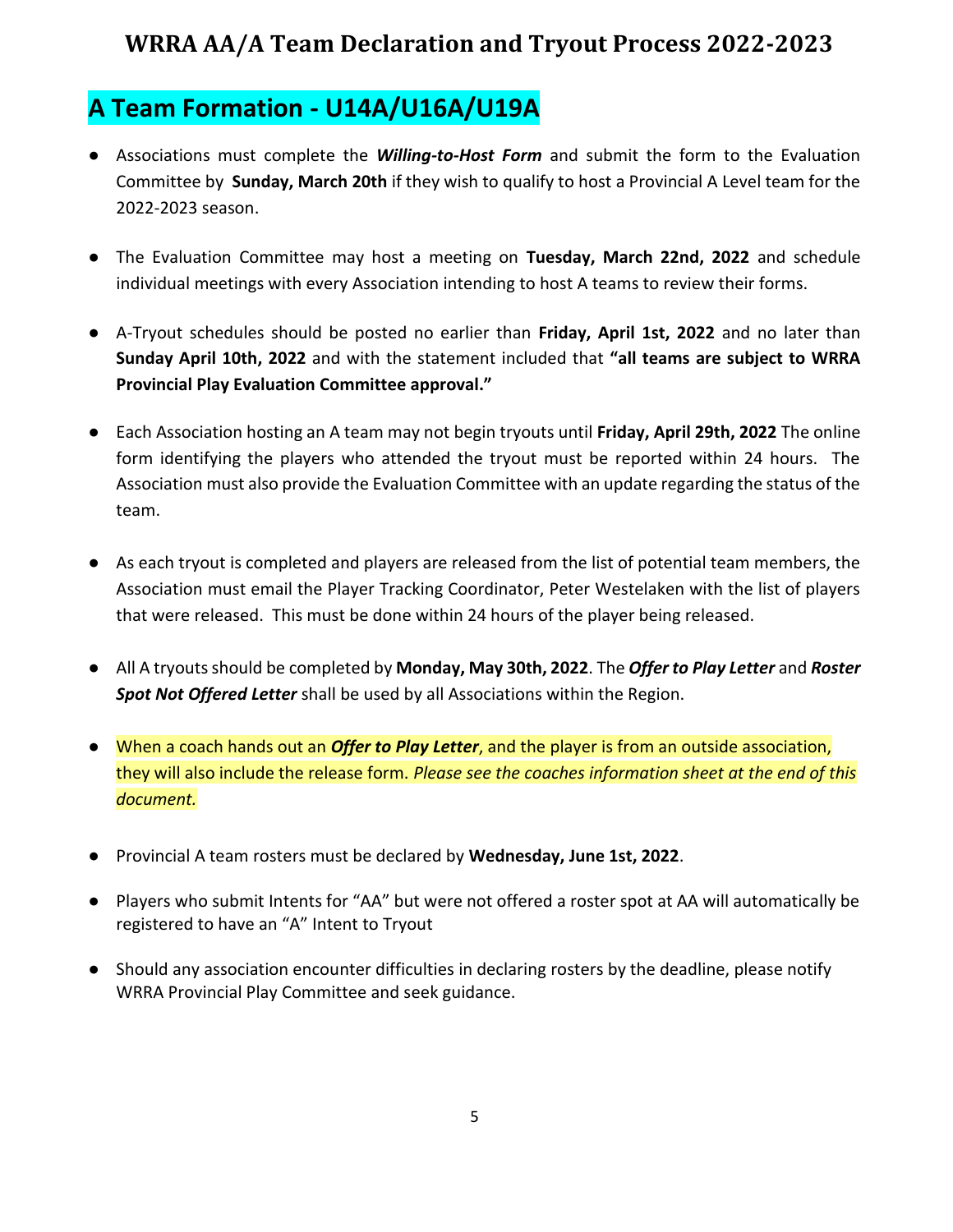# WRRA AA/A Team Declaration and Tryout Process 2022-2023

## A Team Formation - U14A/U16A/U19A

- Associations must complete the ***Willing-to-Host Form*** and submit the form to the Evaluation Committee by **Sunday, March 20th** if they wish to qualify to host a Provincial A Level team for the 2022-2023 season.
- The Evaluation Committee may host a meeting on **Tuesday, March 22nd, 2022** and schedule individual meetings with every Association intending to host A teams to review their forms.
- A-Tryout schedules should be posted no earlier than **Friday, April 1st, 2022** and no later than **Sunday April 10th, 2022** and with the statement included that **"all teams are subject to WRRA Provincial Play Evaluation Committee approval."**
- Each Association hosting an A team may not begin tryouts until **Friday, April 29th, 2022** The online form identifying the players who attended the tryout must be reported within 24 hours. The Association must also provide the Evaluation Committee with an update regarding the status of the team.
- As each tryout is completed and players are released from the list of potential team members, the Association must email the Player Tracking Coordinator, Peter Westelaken with the list of players that were released. This must be done within 24 hours of the player being released.
- All A tryouts should be completed by **Monday, May 30th, 2022**. The ***Offer to Play Letter*** and ***Roster Spot Not Offered Letter*** shall be used by all Associations within the Region.
- When a coach hands out an ***Offer to Play Letter***, and the player is from an outside association, they will also include the release form. *Please see the coaches information sheet at the end of this document.*
- Provincial A team rosters must be declared by **Wednesday, June 1st, 2022**.
- Players who submit Intents for "AA" but were not offered a roster spot at AA will automatically be registered to have an "A" Intent to Tryout
- Should any association encounter difficulties in declaring rosters by the deadline, please notify WRRA Provincial Play Committee and seek guidance.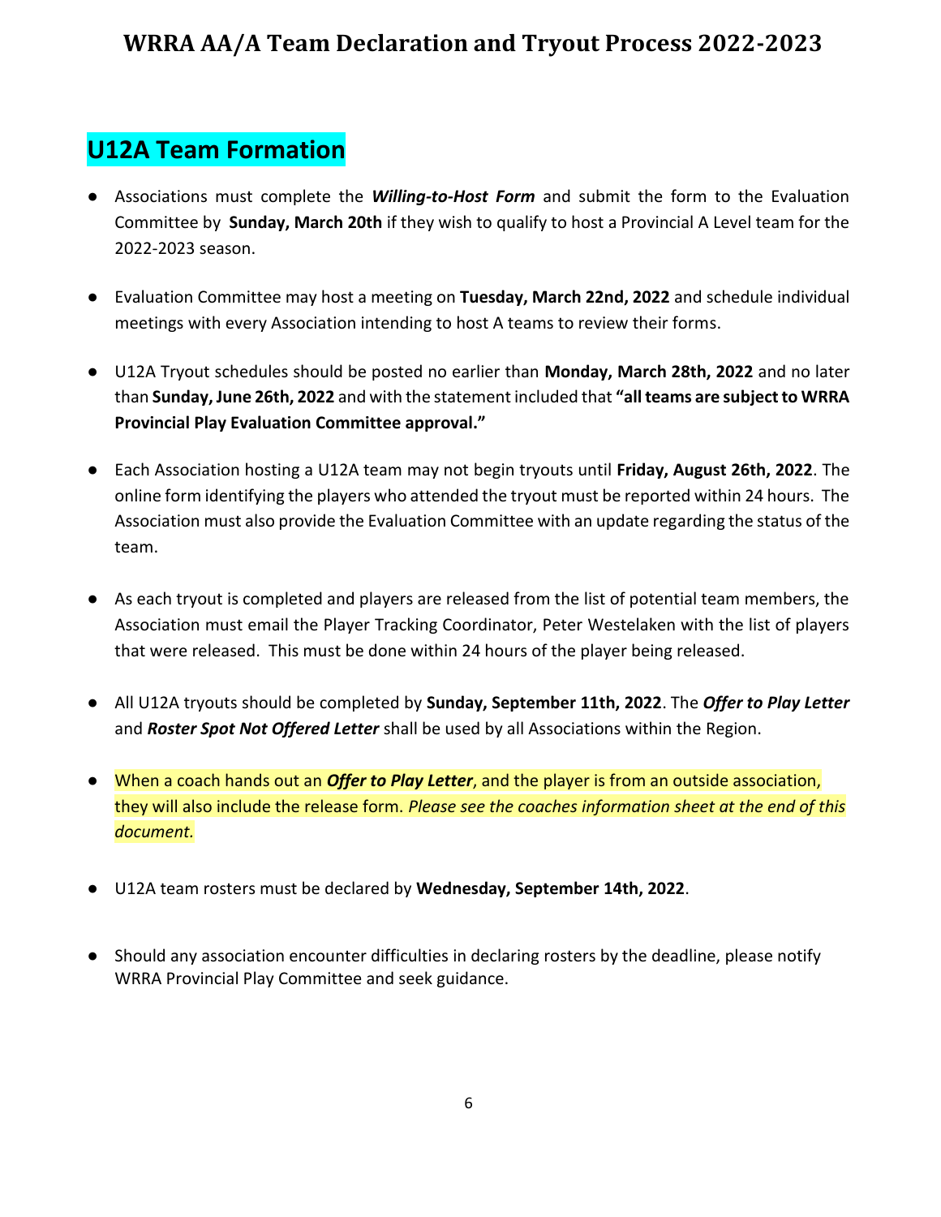## U12A Team Formation

- Associations must complete the ***Willing-to-Host Form*** and submit the form to the Evaluation Committee by **Sunday, March 20th** if they wish to qualify to host a Provincial A Level team for the 2022-2023 season.

- Evaluation Committee may host a meeting on **Tuesday, March 22nd, 2022** and schedule individual meetings with every Association intending to host A teams to review their forms.

- U12A Tryout schedules should be posted no earlier than **Monday, March 28th, 2022** and no later than **Sunday, June 26th, 2022** and with the statement included that **"all teams are subject to WRRA Provincial Play Evaluation Committee approval."**

- Each Association hosting a U12A team may not begin tryouts until **Friday, August 26th, 2022**. The online form identifying the players who attended the tryout must be reported within 24 hours. The Association must also provide the Evaluation Committee with an update regarding the status of the team.

- As each tryout is completed and players are released from the list of potential team members, the Association must email the Player Tracking Coordinator, Peter Westelaken with the list of players that were released. This must be done within 24 hours of the player being released.

- All U12A tryouts should be completed by **Sunday, September 11th, 2022**. The ***Offer to Play Letter*** and ***Roster Spot Not Offered Letter*** shall be used by all Associations within the Region.

- When a coach hands out an ***Offer to Play Letter***, and the player is from an outside association, they will also include the release form. *Please see the coaches information sheet at the end of this document.*

- U12A team rosters must be declared by **Wednesday, September 14th, 2022**.

- Should any association encounter difficulties in declaring rosters by the deadline, please notify WRRA Provincial Play Committee and seek guidance.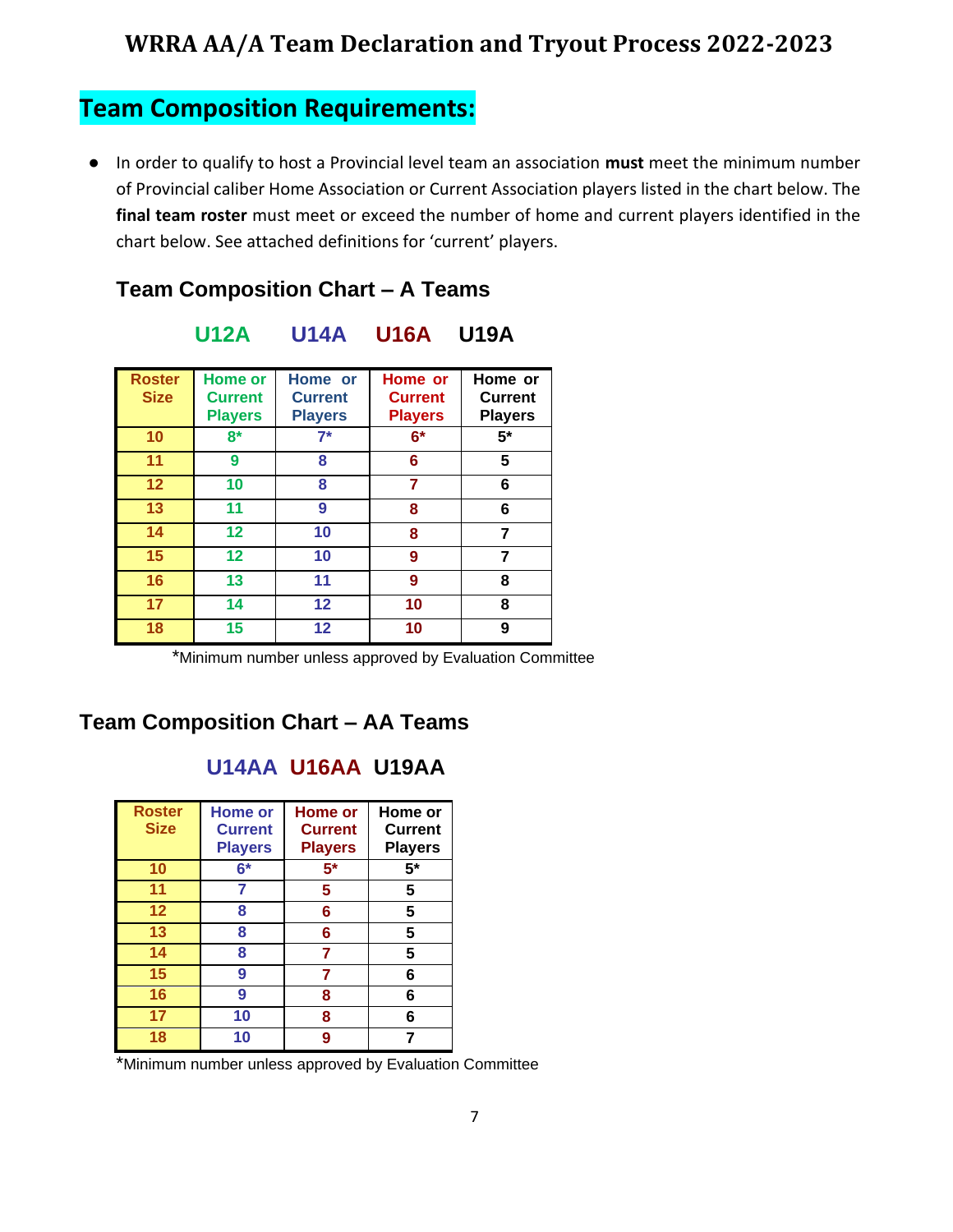# WRRA AA/A Team Declaration and Tryout Process 2022-2023

## Team Composition Requirements:

- In order to qualify to host a Provincial level team an association **must** meet the minimum number of Provincial caliber Home Association or Current Association players listed in the chart below. The **final team roster** must meet or exceed the number of home and current players identified in the chart below. See attached definitions for 'current' players.

### Team Composition Chart – A Teams

| | U12A | U14A | U16A | U19A |
|---|---|---|---|---|
| Roster Size | Home or Current Players | Home or Current Players | Home or Current Players | Home or Current Players |
| 10 | 8* | 7* | 6* | 5* |
| 11 | 9 | 8 | 6 | 5 |
| 12 | 10 | 8 | 7 | 6 |
| 13 | 11 | 9 | 8 | 6 |
| 14 | 12 | 10 | 8 | 7 |
| 15 | 12 | 10 | 9 | 7 |
| 16 | 13 | 11 | 9 | 8 |
| 17 | 14 | 12 | 10 | 8 |
| 18 | 15 | 12 | 10 | 9 |

*Minimum number unless approved by Evaluation Committee

### Team Composition Chart – AA Teams

| | U14AA | U16AA | U19AA |
|---|---|---|---|
| Roster Size | Home or Current Players | Home or Current Players | Home or Current Players |
| 10 | 6* | 5* | 5* |
| 11 | 7 | 5 | 5 |
| 12 | 8 | 6 | 5 |
| 13 | 8 | 6 | 5 |
| 14 | 8 | 7 | 5 |
| 15 | 9 | 7 | 6 |
| 16 | 9 | 8 | 6 |
| 17 | 10 | 8 | 6 |
| 18 | 10 | 9 | 7 |

*Minimum number unless approved by Evaluation Committee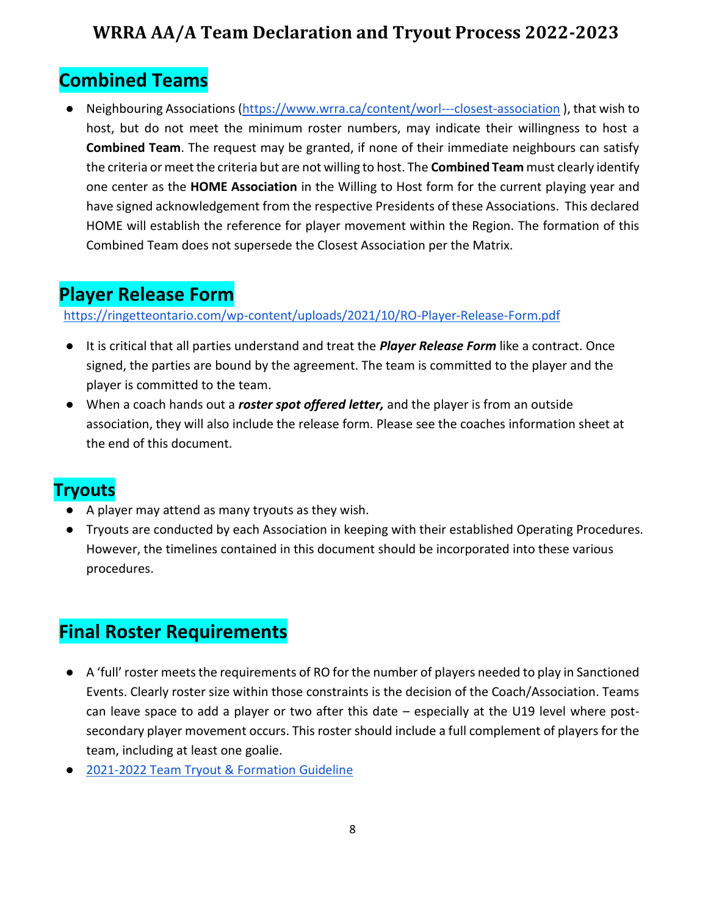## Combined Teams

- Neighbouring Associations (https://www.wrra.ca/content/worl---closest-association ), that wish to host, but do not meet the minimum roster numbers, may indicate their willingness to host a **Combined Team**. The request may be granted, if none of their immediate neighbours can satisfy the criteria or meet the criteria but are not willing to host. The **Combined Team** must clearly identify one center as the **HOME Association** in the Willing to Host form for the current playing year and have signed acknowledgement from the respective Presidents of these Associations. This declared HOME will establish the reference for player movement within the Region. The formation of this Combined Team does not supersede the Closest Association per the Matrix.

## Player Release Form

https://ringetteontario.com/wp-content/uploads/2021/10/RO-Player-Release-Form.pdf

- It is critical that all parties understand and treat the ***Player Release Form*** like a contract. Once signed, the parties are bound by the agreement. The team is committed to the player and the player is committed to the team.
- When a coach hands out a ***roster spot offered letter,*** and the player is from an outside association, they will also include the release form. Please see the coaches information sheet at the end of this document.

## Tryouts

- A player may attend as many tryouts as they wish.
- Tryouts are conducted by each Association in keeping with their established Operating Procedures. However, the timelines contained in this document should be incorporated into these various procedures.

## Final Roster Requirements

- A 'full' roster meets the requirements of RO for the number of players needed to play in Sanctioned Events. Clearly roster size within those constraints is the decision of the Coach/Association. Teams can leave space to add a player or two after this date – especially at the U19 level where post-secondary player movement occurs. This roster should include a full complement of players for the team, including at least one goalie.
- 2021-2022 Team Tryout & Formation Guideline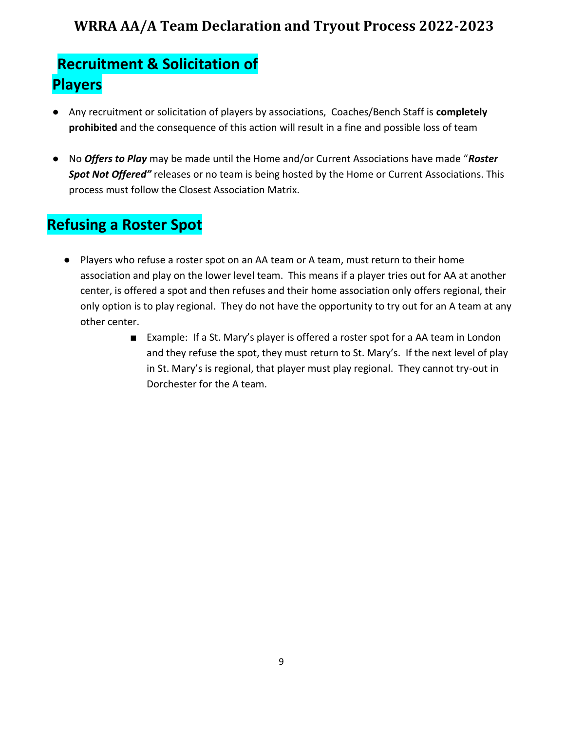## Recruitment & Solicitation of Players

- Any recruitment or solicitation of players by associations, Coaches/Bench Staff is **completely prohibited** and the consequence of this action will result in a fine and possible loss of team
- No ***Offers to Play*** may be made until the Home and/or Current Associations have made "***Roster Spot Not Offered"*** releases or no team is being hosted by the Home or Current Associations. This process must follow the Closest Association Matrix.

## Refusing a Roster Spot

- Players who refuse a roster spot on an AA team or A team, must return to their home association and play on the lower level team. This means if a player tries out for AA at another center, is offered a spot and then refuses and their home association only offers regional, their only option is to play regional. They do not have the opportunity to try out for an A team at any other center.
  - Example: If a St. Mary's player is offered a roster spot for a AA team in London and they refuse the spot, they must return to St. Mary's. If the next level of play in St. Mary's is regional, that player must play regional. They cannot try-out in Dorchester for the A team.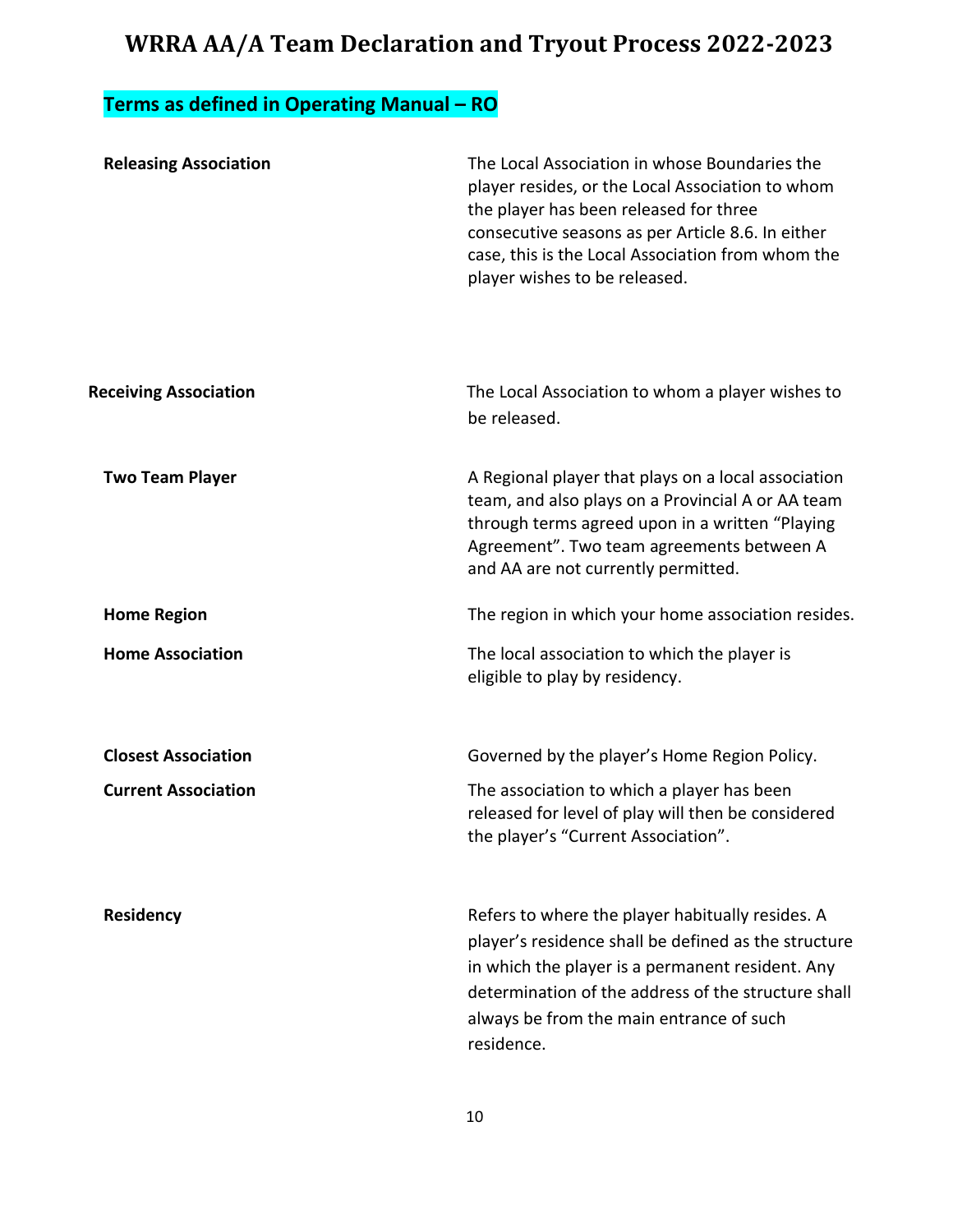# WRRA AA/A Team Declaration and Tryout Process 2022-2023

## Terms as defined in Operating Manual – RO

| Term | Definition |
| --- | --- |
| **Releasing Association** | The Local Association in whose Boundaries the player resides, or the Local Association to whom the player has been released for three consecutive seasons as per Article 8.6. In either case, this is the Local Association from whom the player wishes to be released. |
| **Receiving Association** | The Local Association to whom a player wishes to be released. |
| **Two Team Player** | A Regional player that plays on a local association team, and also plays on a Provincial A or AA team through terms agreed upon in a written "Playing Agreement". Two team agreements between A and AA are not currently permitted. |
| **Home Region** | The region in which your home association resides. |
| **Home Association** | The local association to which the player is eligible to play by residency. |
| **Closest Association** | Governed by the player's Home Region Policy. |
| **Current Association** | The association to which a player has been released for level of play will then be considered the player's "Current Association". |
| **Residency** | Refers to where the player habitually resides. A player's residence shall be defined as the structure in which the player is a permanent resident. Any determination of the address of the structure shall always be from the main entrance of such residence. |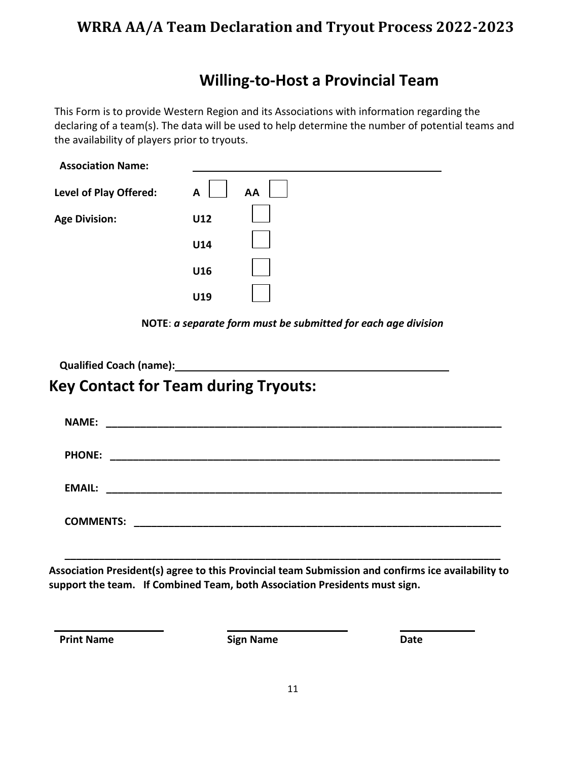# WRRA AA/A Team Declaration and Tryout Process 2022-2023

## Willing-to-Host a Provincial Team

This Form is to provide Western Region and its Associations with information regarding the declaring of a team(s). The data will be used to help determine the number of potential teams and the availability of players prior to tryouts.

**Association Name:** ______________________________________________

**Level of Play Offered:** **A** ☐ **AA** ☐

**Age Division:**

**U12** ☐

**U14** ☐

**U16** ☐

**U19** ☐

**NOTE**: ***a separate form must be submitted for each age division***

**Qualified Coach (name):**______________________________________________

## Key Contact for Team during Tryouts:

**NAME:** ______________________________________________________________________

**PHONE:** _____________________________________________________________________

**EMAIL:** ______________________________________________________________________

**COMMENTS:** __________________________________________________________________

_______________________________________________________________________________

**Association President(s) agree to this Provincial team Submission and confirms ice availability to support the team. If Combined Team, both Association Presidents must sign.**

| ____________________ | ____________________ | ______________ |
|---|---|---|
| **Print Name** | **Sign Name** | **Date** |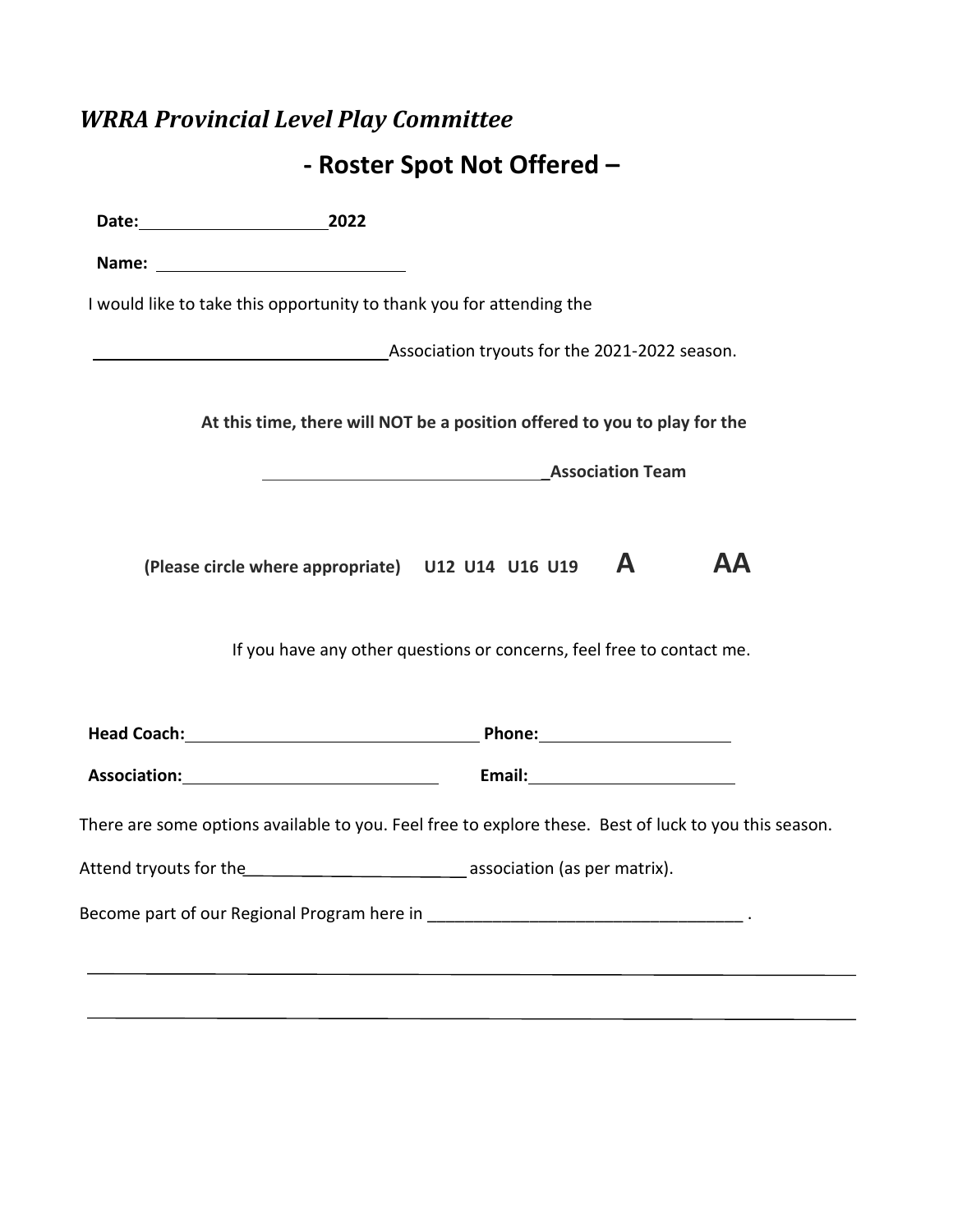*WRRA Provincial Level Play Committee*

# - Roster Spot Not Offered –

**Date:** ____________________ **2022**

**Name:** ___________________________

I would like to take this opportunity to thank you for attending the

________________________________ Association tryouts for the 2021-2022 season.

**At this time, there will NOT be a position offered to you to play for the**

______________________________ **_Association Team**

**(Please circle where appropriate) U12 U14 U16 U19 A AA**

If you have any other questions or concerns, feel free to contact me.

**Head Coach:** ______________________________ **Phone:** ____________________

**Association:** ____________________________ **Email:** ____________________

There are some options available to you. Feel free to explore these. Best of luck to you this season.

Attend tryouts for the________________________ association (as per matrix).

Become part of our Regional Program here in __________________________________ .

______________________________________________________________________________

______________________________________________________________________________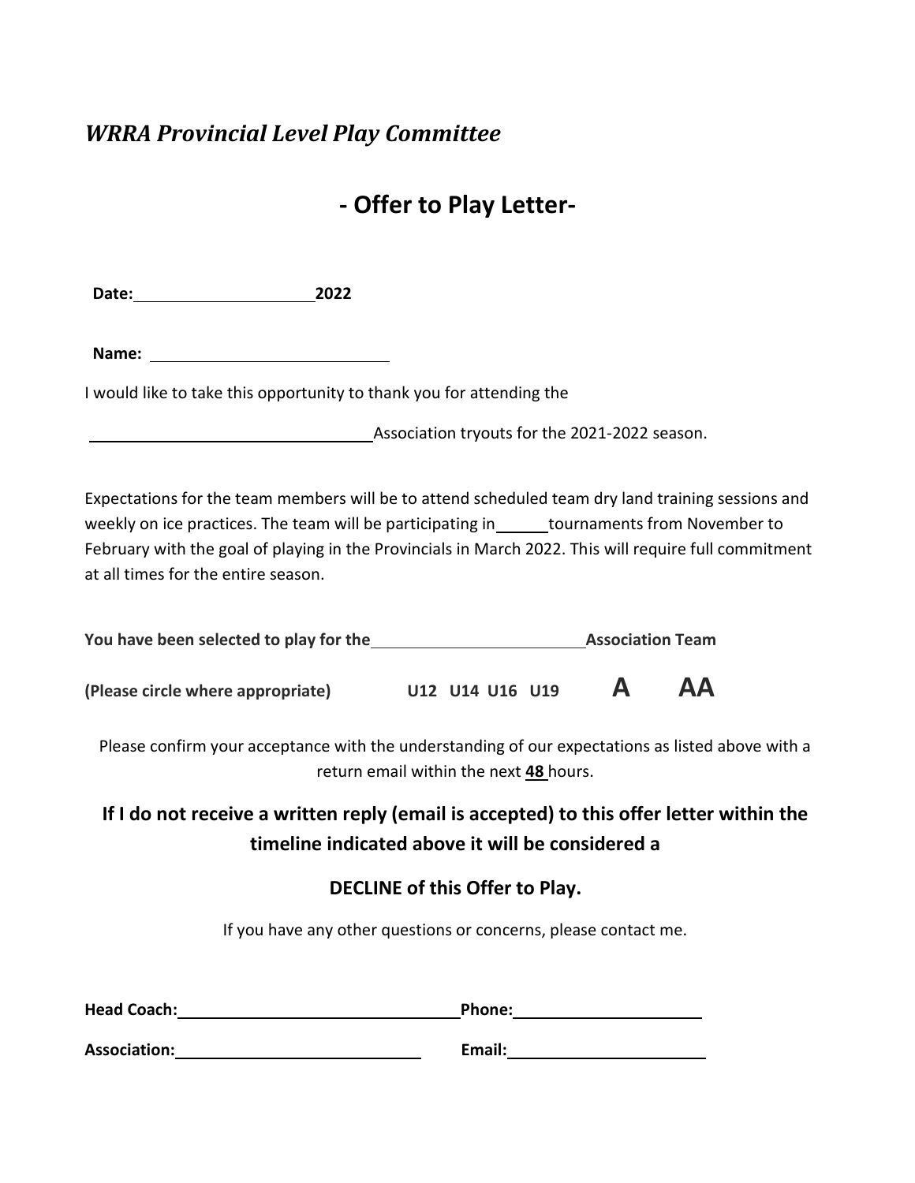*WRRA Provincial Level Play Committee*

# - Offer to Play Letter-

**Date:** ____________________ **2022**

**Name:** ____________________________

I would like to take this opportunity to thank you for attending the

______________________________ Association tryouts for the 2021-2022 season.

Expectations for the team members will be to attend scheduled team dry land training sessions and weekly on ice practices. The team will be participating in _____ tournaments from November to February with the goal of playing in the Provincials in March 2022. This will require full commitment at all times for the entire season.

**You have been selected to play for the ________________________ Association Team**

**(Please circle where appropriate)** **U12 U14 U16 U19** **A** **AA**

Please confirm your acceptance with the understanding of our expectations as listed above with a return email within the next **48** hours.

**If I do not receive a written reply (email is accepted) to this offer letter within the timeline indicated above it will be considered a**

**DECLINE of this Offer to Play.**

If you have any other questions or concerns, please contact me.

**Head Coach:** ______________________________ **Phone:** ____________________

**Association:** __________________________ **Email:** ____________________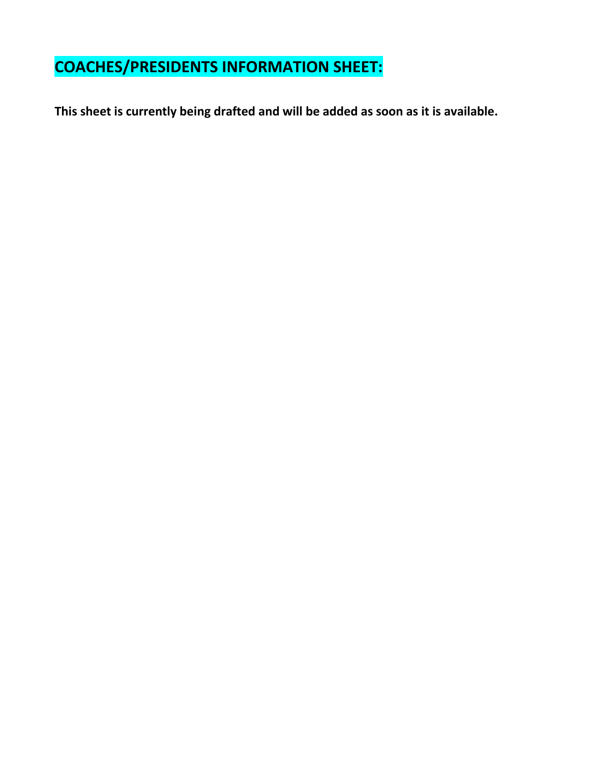# COACHES/PRESIDENTS INFORMATION SHEET:

**This sheet is currently being drafted and will be added as soon as it is available.**